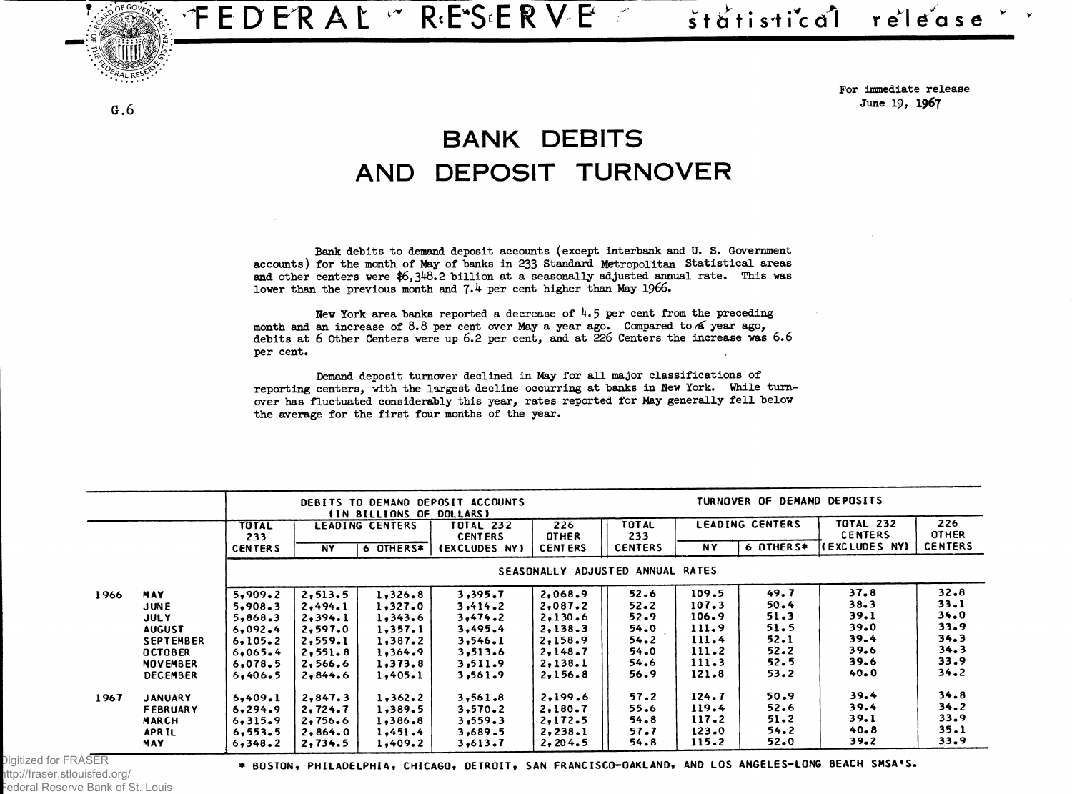FEDERAL RESERVE statistical release

G.6

For immediate release
June 19, 1967

# BANK DEBITS AND DEPOSIT TURNOVER

Bank debits to demand deposit accounts (except interbank and U. S. Government accounts) for the month of May of banks in 233 Standard Metropolitan Statistical areas and other centers were $6,348.2 billion at a seasonally adjusted annual rate. This was lower than the previous month and 7.4 per cent higher than May 1966.

New York area banks reported a decrease of 4.5 per cent from the preceding month and an increase of 8.8 per cent over May a year ago. Compared to a year ago, debits at 6 Other Centers were up 6.2 per cent, and at 226 Centers the increase was 6.6 per cent.

Demand deposit turnover declined in May for all major classifications of reporting centers, with the largest decline occurring at banks in New York. While turnover has fluctuated considerably this year, rates reported for May generally fell below the average for the first four months of the year.

| | | DEBITS TO DEMAND DEPOSIT ACCOUNTS (IN BILLIONS OF DOLLARS) | | | | | TURNOVER OF DEMAND DEPOSITS | | | | |
|---|---|---|---|---|---|---|---|---|---|---|---|
| | | TOTAL 233 CENTERS | LEADING CENTERS | | TOTAL 232 CENTERS (EXCLUDES NY) | 226 OTHER CENTERS | TOTAL 233 CENTERS | LEADING CENTERS | | TOTAL 232 CENTERS (EXCLUDES NY) | 226 OTHER CENTERS |
| | | | NY | 6 OTHERS* | | | | NY | 6 OTHERS* | | |
| | | SEASONALLY ADJUSTED ANNUAL RATES | | | | | | | | | |
| 1966 | MAY | 5,909.2 | 2,513.5 | 1,326.8 | 3,395.7 | 2,068.9 | 52.6 | 109.5 | 49.7 | 37.8 | 32.8 |
| | JUNE | 5,908.3 | 2,494.1 | 1,327.0 | 3,414.2 | 2,087.2 | 52.2 | 107.3 | 50.4 | 38.3 | 33.1 |
| | JULY | 5,868.3 | 2,394.1 | 1,343.6 | 3,474.2 | 2,130.6 | 52.9 | 106.9 | 51.3 | 39.1 | 34.0 |
| | AUGUST | 6,092.4 | 2,597.0 | 1,357.1 | 3,495.4 | 2,138.3 | 54.0 | 111.9 | 51.5 | 39.0 | 33.9 |
| | SEPTEMBER | 6,105.2 | 2,559.1 | 1,387.2 | 3,546.1 | 2,158.9 | 54.2 | 111.4 | 52.1 | 39.4 | 34.3 |
| | OCTOBER | 6,065.4 | 2,551.8 | 1,364.9 | 3,513.6 | 2,148.7 | 54.0 | 111.2 | 52.2 | 39.6 | 34.3 |
| | NOVEMBER | 6,078.5 | 2,566.6 | 1,373.8 | 3,511.9 | 2,138.1 | 54.6 | 111.3 | 52.5 | 39.6 | 33.9 |
| | DECEMBER | 6,406.5 | 2,844.6 | 1,405.1 | 3,561.9 | 2,156.8 | 56.9 | 121.8 | 53.2 | 40.0 | 34.2 |
| 1967 | JANUARY | 6,409.1 | 2,847.3 | 1,362.2 | 3,561.8 | 2,199.6 | 57.2 | 124.7 | 50.9 | 39.4 | 34.8 |
| | FEBRUARY | 6,294.9 | 2,724.7 | 1,389.5 | 3,570.2 | 2,180.7 | 55.6 | 119.4 | 52.6 | 39.4 | 34.2 |
| | MARCH | 6,315.9 | 2,756.6 | 1,386.8 | 3,559.3 | 2,172.5 | 54.8 | 117.2 | 51.2 | 39.1 | 33.9 |
| | APRIL | 6,553.5 | 2,864.0 | 1,451.4 | 3,689.5 | 2,238.1 | 57.7 | 123.0 | 54.2 | 40.8 | 35.1 |
| | MAY | 6,348.2 | 2,734.5 | 1,409.2 | 3,613.7 | 2,204.5 | 54.8 | 115.2 | 52.0 | 39.2 | 33.9 |

* BOSTON, PHILADELPHIA, CHICAGO, DETROIT, SAN FRANCISCO-OAKLAND, AND LOS ANGELES-LONG BEACH SMSA'S.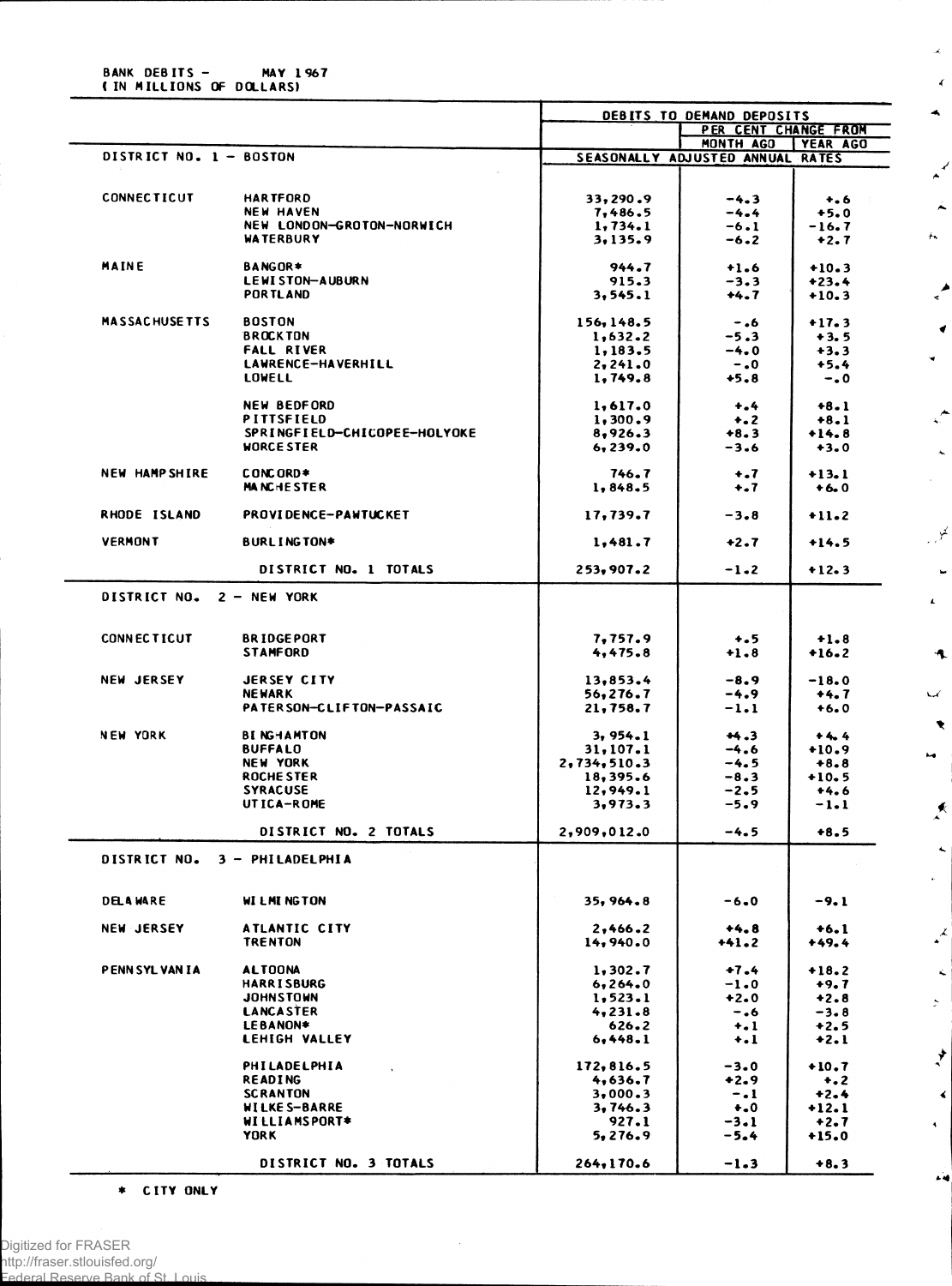BANK DEBITS - MAY 1967
(IN MILLIONS OF DOLLARS)

| | | DEBITS TO DEMAND DEPOSITS | PER CENT CHANGE FROM | |
|---|---|---|---|---|
| | | | MONTH AGO | YEAR AGO |
| DISTRICT NO. 1 - BOSTON | | SEASONALLY ADJUSTED ANNUAL RATES | | |
| CONNECTICUT | HARTFORD | 33,290.9 | -4.3 | +.6 |
| | NEW HAVEN | 7,486.5 | -4.4 | +5.0 |
| | NEW LONDON-GROTON-NORWICH | 1,734.1 | -6.1 | -16.7 |
| | WATERBURY | 3,135.9 | -6.2 | +2.7 |
| MAINE | BANGOR* | 944.7 | +1.6 | +10.3 |
| | LEWISTON-AUBURN | 915.3 | -3.3 | +23.4 |
| | PORTLAND | 3,545.1 | +4.7 | +10.3 |
| MASSACHUSETTS | BOSTON | 156,148.5 | -.6 | +17.3 |
| | BROCKTON | 1,632.2 | -5.3 | +3.5 |
| | FALL RIVER | 1,183.5 | -4.0 | +3.3 |
| | LAWRENCE-HAVERHILL | 2,241.0 | -.0 | +5.4 |
| | LOWELL | 1,749.8 | +5.8 | -.0 |
| | NEW BEDFORD | 1,617.0 | +.4 | +8.1 |
| | PITTSFIELD | 1,300.9 | +.2 | +8.1 |
| | SPRINGFIELD-CHICOPEE-HOLYOKE | 8,926.3 | +8.3 | +14.8 |
| | WORCESTER | 6,239.0 | -3.6 | +3.0 |
| NEW HAMPSHIRE | CONCORD* | 746.7 | +.7 | +13.1 |
| | MANCHESTER | 1,848.5 | +.7 | +6.0 |
| RHODE ISLAND | PROVIDENCE-PAWTUCKET | 17,739.7 | -3.8 | +11.2 |
| VERMONT | BURLINGTON* | 1,481.7 | +2.7 | +14.5 |
| | DISTRICT NO. 1 TOTALS | 253,907.2 | -1.2 | +12.3 |
| DISTRICT NO. 2 - NEW YORK | | | | |
| CONNECTICUT | BRIDGEPORT | 7,757.9 | +.5 | +1.8 |
| | STAMFORD | 4,475.8 | +1.8 | +16.2 |
| NEW JERSEY | JERSEY CITY | 13,853.4 | -8.9 | -18.0 |
| | NEWARK | 56,276.7 | -4.9 | +4.7 |
| | PATERSON-CLIFTON-PASSAIC | 21,758.7 | -1.1 | +6.0 |
| NEW YORK | BINGHAMTON | 3,954.1 | +4.3 | +4.4 |
| | BUFFALO | 31,107.1 | -4.6 | +10.9 |
| | NEW YORK | 2,734,510.3 | -4.5 | +8.8 |
| | ROCHESTER | 18,395.6 | -8.3 | +10.5 |
| | SYRACUSE | 12,949.1 | -2.5 | +4.6 |
| | UTICA-ROME | 3,973.3 | -5.9 | -1.1 |
| | DISTRICT NO. 2 TOTALS | 2,909,012.0 | -4.5 | +8.5 |
| DISTRICT NO. 3 - PHILADELPHIA | | | | |
| DELAWARE | WILMINGTON | 35,964.8 | -6.0 | -9.1 |
| NEW JERSEY | ATLANTIC CITY | 2,466.2 | +4.8 | +6.1 |
| | TRENTON | 14,940.0 | +41.2 | +49.4 |
| PENNSYLVANIA | ALTOONA | 1,302.7 | +7.4 | +18.2 |
| | HARRISBURG | 6,264.0 | -1.0 | +9.7 |
| | JOHNSTOWN | 1,523.1 | +2.0 | +2.8 |
| | LANCASTER | 4,231.8 | -.6 | -3.8 |
| | LEBANON* | 626.2 | +.1 | +2.5 |
| | LEHIGH VALLEY | 6,448.1 | +.1 | +2.1 |
| | PHILADELPHIA | 172,816.5 | -3.0 | +10.7 |
| | READING | 4,636.7 | +2.9 | +.2 |
| | SCRANTON | 3,000.3 | -.1 | +2.4 |
| | WILKES-BARRE | 3,746.3 | +.0 | +12.1 |
| | WILLIAMSPORT* | 927.1 | -3.1 | +2.7 |
| | YORK | 5,276.9 | -5.4 | +15.0 |
| | DISTRICT NO. 3 TOTALS | 264,170.6 | -1.3 | +8.3 |

\* CITY ONLY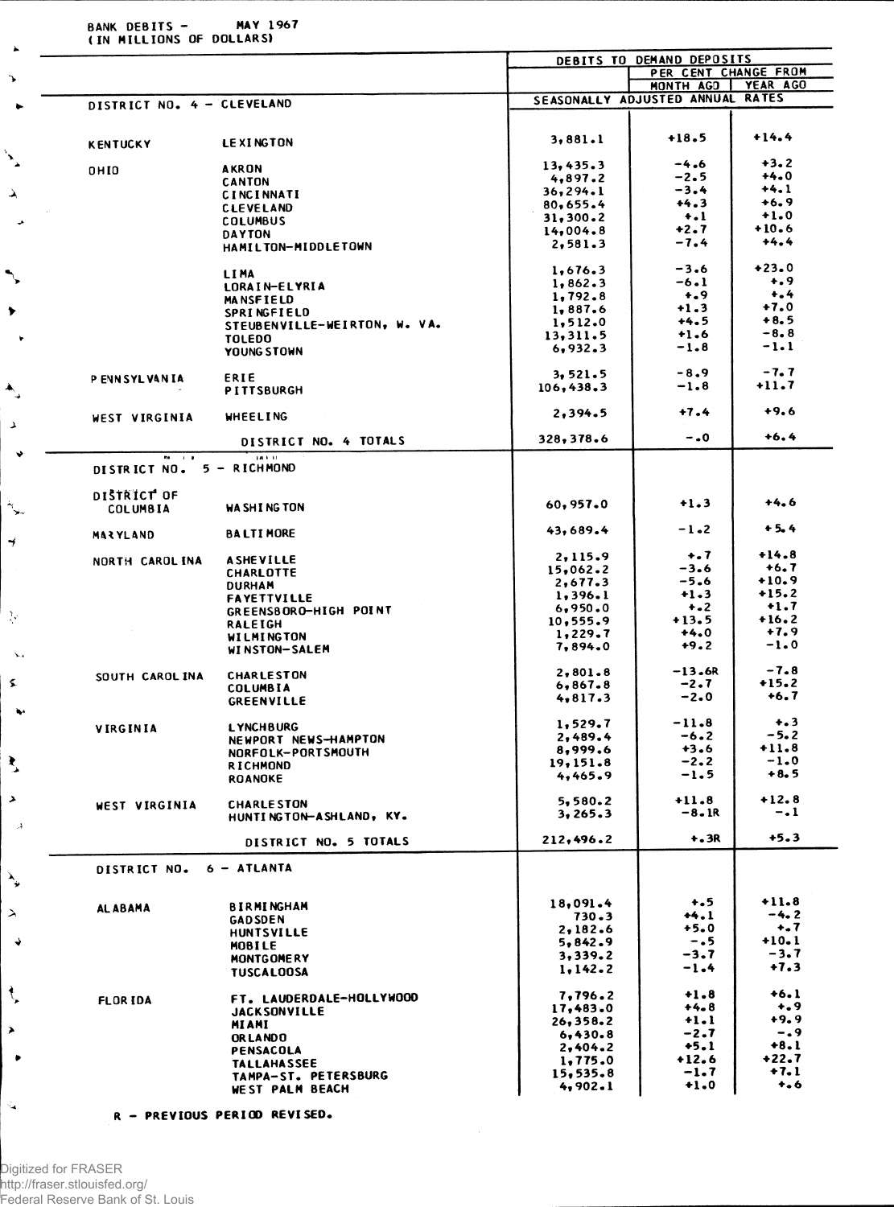BANK DEBITS - MAY 1967
(IN MILLIONS OF DOLLARS)

| | | DEBITS TO DEMAND DEPOSITS | | |
|---|---|---|---|---|
| | | | PER CENT CHANGE FROM | |
| | | | MONTH AGO | YEAR AGO |
| | | SEASONALLY ADJUSTED ANNUAL RATES | | |
| **DISTRICT NO. 4 - CLEVELAND** | | | | |
| KENTUCKY | LEXINGTON | 3,881.1 | +18.5 | +14.4 |
| OHIO | AKRON | 13,435.3 | -4.6 | +3.2 |
| | CANTON | 4,897.2 | -2.5 | +4.0 |
| | CINCINNATI | 36,294.1 | -3.4 | +4.1 |
| | CLEVELAND | 80,655.4 | +4.3 | +6.9 |
| | COLUMBUS | 31,300.2 | +.1 | +1.0 |
| | DAYTON | 14,004.8 | +2.7 | +10.6 |
| | HAMILTON-MIDDLETOWN | 2,581.3 | -7.4 | +4.4 |
| | LIMA | 1,676.3 | -3.6 | +23.0 |
| | LORAIN-ELYRIA | 1,862.3 | -6.1 | +.9 |
| | MANSFIELD | 1,792.8 | +.9 | +.4 |
| | SPRINGFIELD | 1,887.6 | +1.3 | +7.0 |
| | STEUBENVILLE-WEIRTON, W. VA. | 1,512.0 | +4.5 | +8.5 |
| | TOLEDO | 13,311.5 | +1.6 | -8.8 |
| | YOUNGSTOWN | 6,932.3 | -1.8 | -1.1 |
| PENNSYLVANIA | ERIE | 3,521.5 | -8.9 | -7.7 |
| | PITTSBURGH | 106,438.3 | -1.8 | +11.7 |
| WEST VIRGINIA | WHEELING | 2,394.5 | +7.4 | +9.6 |
| | DISTRICT NO. 4 TOTALS | 328,378.6 | -.0 | +6.4 |
| **DISTRICT NO. 5 - RICHMOND** | | | | |
| DISTRICT OF COLUMBIA | WASHINGTON | 60,957.0 | +1.3 | +4.6 |
| MARYLAND | BALTIMORE | 43,689.4 | -1.2 | +5.4 |
| NORTH CAROLINA | ASHEVILLE | 2,115.9 | +.7 | +14.8 |
| | CHARLOTTE | 15,062.2 | -3.6 | +6.7 |
| | DURHAM | 2,677.3 | -5.6 | +10.9 |
| | FAYETTVILLE | 1,396.1 | +1.3 | +15.2 |
| | GREENSBORO-HIGH POINT | 6,950.0 | +.2 | +1.7 |
| | RALEIGH | 10,555.9 | +13.5 | +16.2 |
| | WILMINGTON | 1,229.7 | +4.0 | +7.9 |
| | WINSTON-SALEM | 7,894.0 | +9.2 | -1.0 |
| SOUTH CAROLINA | CHARLESTON | 2,801.8 | -13.6R | -7.8 |
| | COLUMBIA | 6,867.8 | -2.7 | +15.2 |
| | GREENVILLE | 4,817.3 | -2.0 | +6.7 |
| VIRGINIA | LYNCHBURG | 1,529.7 | -11.8 | +.3 |
| | NEWPORT NEWS-HAMPTON | 2,489.4 | -6.2 | -5.2 |
| | NORFOLK-PORTSMOUTH | 8,999.6 | +3.6 | +11.8 |
| | RICHMOND | 19,151.8 | -2.2 | -1.0 |
| | ROANOKE | 4,465.9 | -1.5 | +8.5 |
| WEST VIRGINIA | CHARLESTON | 5,580.2 | +11.8 | +12.8 |
| | HUNTINGTON-ASHLAND, KY. | 3,265.3 | -8.1R | -.1 |
| | DISTRICT NO. 5 TOTALS | 212,496.2 | +.3R | +5.3 |
| **DISTRICT NO. 6 - ATLANTA** | | | | |
| ALABAMA | BIRMINGHAM | 18,091.4 | +.5 | +11.8 |
| | GADSDEN | 730.3 | +4.1 | -4.2 |
| | HUNTSVILLE | 2,182.6 | +5.0 | +.7 |
| | MOBILE | 5,842.9 | -.5 | +10.1 |
| | MONTGOMERY | 3,339.2 | -3.7 | -3.7 |
| | TUSCALOOSA | 1,142.2 | -1.4 | +7.3 |
| FLORIDA | FT. LAUDERDALE-HOLLYWOOD | 7,796.2 | +1.8 | +6.1 |
| | JACKSONVILLE | 17,483.0 | +4.8 | +.9 |
| | MIAMI | 26,358.2 | +1.1 | +9.9 |
| | ORLANDO | 6,430.8 | -2.7 | -.9 |
| | PENSACOLA | 2,404.2 | +5.1 | +8.1 |
| | TALLAHASSEE | 1,775.0 | +12.6 | +22.7 |
| | TAMPA-ST. PETERSBURG | 15,535.8 | -1.7 | +7.1 |
| | WEST PALM BEACH | 4,902.1 | +1.0 | +.6 |

R - PREVIOUS PERIOD REVISED.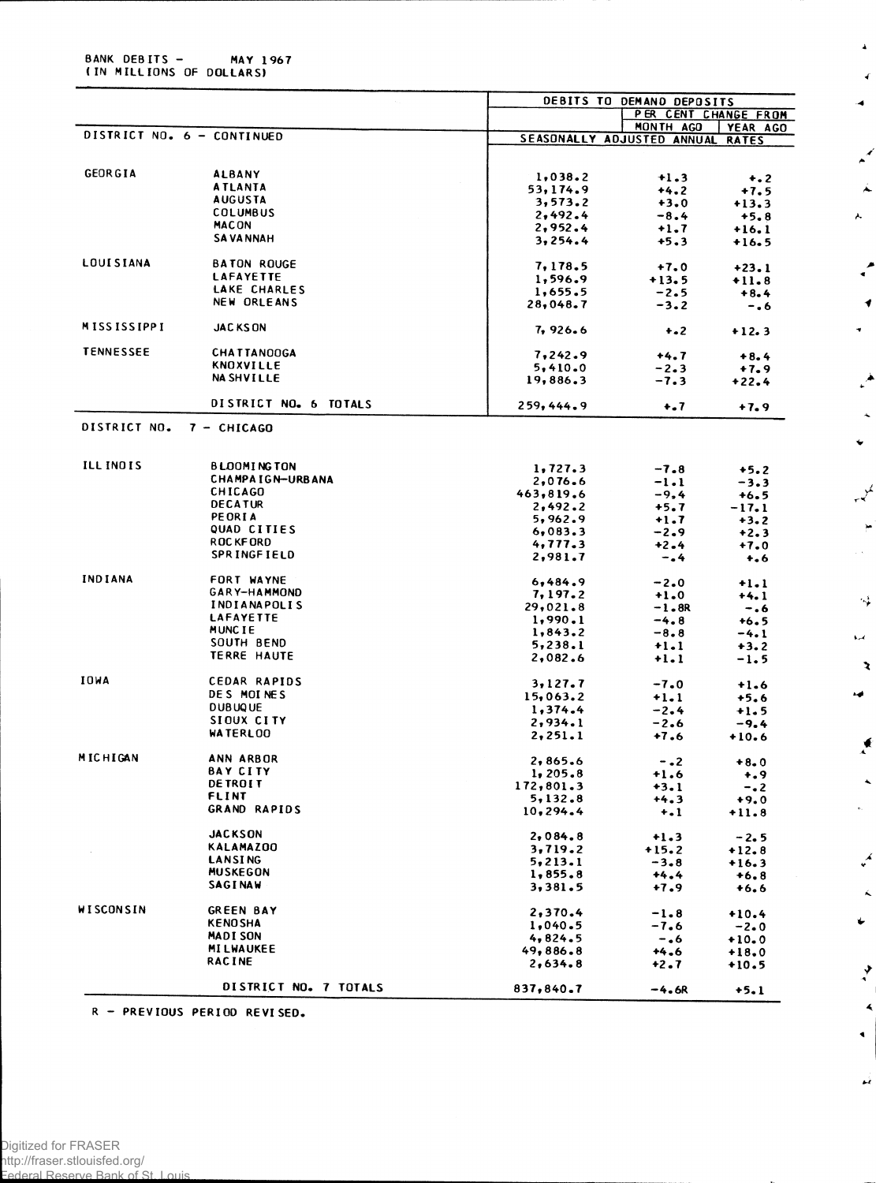BANK DEBITS - MAY 1967
(IN MILLIONS OF DOLLARS)

| | | DEBITS TO DEMAND DEPOSITS | PER CENT CHANGE FROM | |
|---|---|---|---|---|
| | | | MONTH AGO | YEAR AGO |
| DISTRICT NO. 6 - CONTINUED | | SEASONALLY ADJUSTED ANNUAL RATES | | |
| GEORGIA | ALBANY | 1,038.2 | +1.3 | +.2 |
| | ATLANTA | 53,174.9 | +4.2 | +7.5 |
| | AUGUSTA | 3,573.2 | +3.0 | +13.3 |
| | COLUMBUS | 2,492.4 | -8.4 | +5.8 |
| | MACON | 2,952.4 | +1.7 | +16.1 |
| | SAVANNAH | 3,254.4 | +5.3 | +16.5 |
| LOUISIANA | BATON ROUGE | 7,178.5 | +7.0 | +23.1 |
| | LAFAYETTE | 1,596.9 | +13.5 | +11.8 |
| | LAKE CHARLES | 1,655.5 | -2.5 | +8.4 |
| | NEW ORLEANS | 28,048.7 | -3.2 | -.6 |
| MISSISSIPPI | JACKSON | 7,926.6 | +.2 | +12.3 |
| TENNESSEE | CHATTANOOGA | 7,242.9 | +4.7 | +8.4 |
| | KNOXVILLE | 5,410.0 | -2.3 | +7.9 |
| | NASHVILLE | 19,886.3 | -7.3 | +22.4 |
| | DISTRICT NO. 6 TOTALS | 259,444.9 | +.7 | +7.9 |
| DISTRICT NO. 7 - CHICAGO | | | | |
| ILLINOIS | BLOOMINGTON | 1,727.3 | -7.8 | +5.2 |
| | CHAMPAIGN-URBANA | 2,076.6 | -1.1 | -3.3 |
| | CHICAGO | 463,819.6 | -9.4 | +6.5 |
| | DECATUR | 2,492.2 | +5.7 | -17.1 |
| | PEORIA | 5,962.9 | +1.7 | +3.2 |
| | QUAD CITIES | 6,083.3 | -2.9 | +2.3 |
| | ROCKFORD | 4,777.3 | +2.4 | +7.0 |
| | SPRINGFIELD | 2,981.7 | -.4 | +.6 |
| INDIANA | FORT WAYNE | 6,484.9 | -2.0 | +1.1 |
| | GARY-HAMMOND | 7,197.2 | +1.0 | +4.1 |
| | INDIANAPOLIS | 29,021.8 | -1.8R | -.6 |
| | LAFAYETTE | 1,990.1 | -4.8 | +6.5 |
| | MUNCIE | 1,843.2 | -8.8 | -4.1 |
| | SOUTH BEND | 5,238.1 | +1.1 | +3.2 |
| | TERRE HAUTE | 2,082.6 | +1.1 | -1.5 |
| IOWA | CEDAR RAPIDS | 3,127.7 | -7.0 | +1.6 |
| | DES MOINES | 15,063.2 | +1.1 | +5.6 |
| | DUBUQUE | 1,374.4 | -2.4 | +1.5 |
| | SIOUX CITY | 2,934.1 | -2.6 | -9.4 |
| | WATERLOO | 2,251.1 | +7.6 | +10.6 |
| MICHIGAN | ANN ARBOR | 2,865.6 | -.2 | +8.0 |
| | BAY CITY | 1,205.8 | +1.6 | +.9 |
| | DETROIT | 172,801.3 | +3.1 | -.2 |
| | FLINT | 5,132.8 | +4.3 | +9.0 |
| | GRAND RAPIDS | 10,294.4 | +.1 | +11.8 |
| | JACKSON | 2,084.8 | +1.3 | -2.5 |
| | KALAMAZOO | 3,719.2 | +15.2 | +12.8 |
| | LANSING | 5,213.1 | -3.8 | +16.3 |
| | MUSKEGON | 1,855.8 | +4.4 | +6.8 |
| | SAGINAW | 3,381.5 | +7.9 | +6.6 |
| WISCONSIN | GREEN BAY | 2,370.4 | -1.8 | +10.4 |
| | KENOSHA | 1,040.5 | -7.6 | -2.0 |
| | MADISON | 4,824.5 | -.6 | +10.0 |
| | MILWAUKEE | 49,886.8 | +4.6 | +18.0 |
| | RACINE | 2,634.8 | +2.7 | +10.5 |
| | DISTRICT NO. 7 TOTALS | 837,840.7 | -4.6R | +5.1 |

R - PREVIOUS PERIOD REVISED.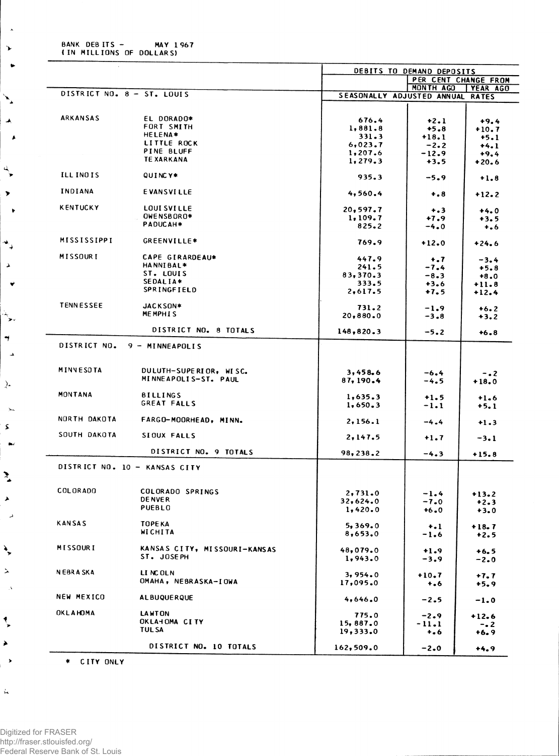BANK DEBITS - MAY 1967
(IN MILLIONS OF DOLLARS)

| | | DEBITS TO DEMAND DEPOSITS | PER CENT CHANGE FROM | |
|---|---|---|---|---|
| | | | MONTH AGO | YEAR AGO |
| DISTRICT NO. 8 - ST. LOUIS | | SEASONALLY ADJUSTED ANNUAL RATES | | |
| ARKANSAS | EL DORADO* | 676.4 | +2.1 | +9.4 |
| | FORT SMITH | 1,881.8 | +5.8 | +10.7 |
| | HELENA* | 331.3 | +18.1 | +5.1 |
| | LITTLE ROCK | 6,023.7 | -2.2 | +4.1 |
| | PINE BLUFF | 1,207.6 | -12.9 | +9.4 |
| | TEXARKANA | 1,279.3 | +3.5 | +20.6 |
| ILLINOIS | QUINCY* | 935.3 | -5.9 | +1.8 |
| INDIANA | EVANSVILLE | 4,560.4 | +.8 | +12.2 |
| KENTUCKY | LOUISVILLE | 20,597.7 | +.3 | +4.0 |
| | OWENSBORO* | 1,109.7 | +7.9 | +3.5 |
| | PADUCAH* | 825.2 | -4.0 | +.6 |
| MISSISSIPPI | GREENVILLE* | 769.9 | +12.0 | +24.6 |
| MISSOURI | CAPE GIRARDEAU* | 447.9 | +.7 | -3.4 |
| | HANNIBAL* | 241.5 | -7.4 | +5.8 |
| | ST. LOUIS | 83,370.3 | -8.3 | +8.0 |
| | SEDALIA* | 333.5 | +3.6 | +11.8 |
| | SPRINGFIELD | 2,617.5 | +7.5 | +12.4 |
| TENNESSEE | JACKSON* | 731.2 | -1.9 | +6.2 |
| | MEMPHIS | 20,880.0 | -3.8 | +3.2 |
| | DISTRICT NO. 8 TOTALS | 148,820.3 | -5.2 | +6.8 |
| DISTRICT NO. 9 - MINNEAPOLIS | | | | |
| MINNESOTA | DULUTH-SUPERIOR, WISC. | 3,458.6 | -6.4 | -.2 |
| | MINNEAPOLIS-ST. PAUL | 87,190.4 | -4.5 | +18.0 |
| MONTANA | BILLINGS | 1,635.3 | +1.5 | +1.6 |
| | GREAT FALLS | 1,650.3 | -1.1 | +5.1 |
| NORTH DAKOTA | FARGO-MOORHEAD, MINN. | 2,156.1 | -4.4 | +1.3 |
| SOUTH DAKOTA | SIOUX FALLS | 2,147.5 | +1.7 | -3.1 |
| | DISTRICT NO. 9 TOTALS | 98,238.2 | -4.3 | +15.8 |
| DISTRICT NO. 10 - KANSAS CITY | | | | |
| COLORADO | COLORADO SPRINGS | 2,731.0 | -1.4 | +13.2 |
| | DENVER | 32,624.0 | -7.0 | +2.3 |
| | PUEBLO | 1,420.0 | +6.0 | +3.0 |
| KANSAS | TOPEKA | 5,369.0 | +.1 | +18.7 |
| | WICHITA | 8,653.0 | -1.6 | +2.5 |
| MISSOURI | KANSAS CITY, MISSOURI-KANSAS | 48,079.0 | +1.9 | +6.5 |
| | ST. JOSEPH | 1,943.0 | -3.9 | -2.0 |
| NEBRASKA | LINCOLN | 3,954.0 | +10.7 | +7.7 |
| | OMAHA, NEBRASKA-IOWA | 17,095.0 | +.6 | +5.9 |
| NEW MEXICO | ALBUQUERQUE | 4,646.0 | -2.5 | -1.0 |
| OKLAHOMA | LAWTON | 775.0 | -2.9 | +12.6 |
| | OKLAHOMA CITY | 15,887.0 | -11.1 | -.2 |
| | TULSA | 19,333.0 | +.6 | +6.9 |
| | DISTRICT NO. 10 TOTALS | 162,509.0 | -2.0 | +4.9 |

* CITY ONLY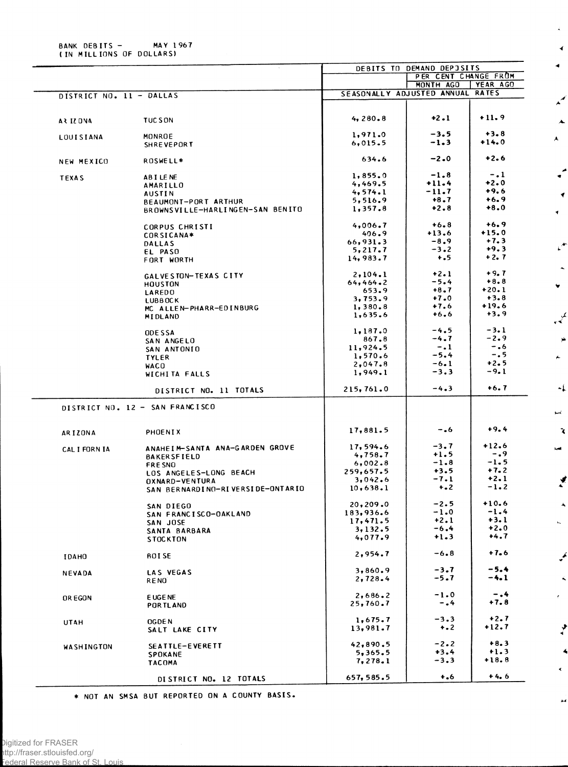BANK DEBITS – MAY 1967
(IN MILLIONS OF DOLLARS)

| | | DEBITS TO DEMAND DEPOSITS | | |
|---|---|---|---|---|
| | | | PER CENT CHANGE FROM | |
| | | | MONTH AGO | YEAR AGO |
| DISTRICT NO. 11 - DALLAS | | SEASONALLY ADJUSTED ANNUAL RATES | | |
| ARIZONA | TUCSON | 4,280.8 | +2.1 | +11.9 |
| LOUISIANA | MONROE | 1,971.0 | -3.5 | +3.8 |
| | SHREVEPORT | 6,015.5 | -1.3 | +14.0 |
| NEW MEXICO | ROSWELL* | 634.6 | -2.0 | +2.6 |
| TEXAS | ABILENE | 1,855.0 | -1.8 | -.1 |
| | AMARILLO | 4,469.5 | +11.4 | +2.0 |
| | AUSTIN | 4,574.1 | -11.7 | +9.6 |
| | BEAUMONT-PORT ARTHUR | 5,516.9 | +8.7 | +6.9 |
| | BROWNSVILLE-HARLINGEN-SAN BENITO | 1,357.8 | +2.8 | +8.0 |
| | CORPUS CHRISTI | 4,006.7 | +6.8 | +6.9 |
| | CORSICANA* | 406.9 | +13.6 | +15.0 |
| | DALLAS | 66,931.3 | -8.9 | +7.3 |
| | EL PASO | 5,217.7 | -3.2 | +9.3 |
| | FORT WORTH | 14,983.7 | +.5 | +2.7 |
| | GALVESTON-TEXAS CITY | 2,104.1 | +2.1 | +9.7 |
| | HOUSTON | 64,464.2 | -5.4 | +8.8 |
| | LAREDO | 653.9 | +8.7 | +20.1 |
| | LUBBOCK | 3,753.9 | +7.0 | +3.8 |
| | MC ALLEN-PHARR-EDINBURG | 1,380.8 | +7.6 | +19.6 |
| | MIDLAND | 1,635.6 | +6.6 | +3.9 |
| | ODESSA | 1,187.0 | -4.5 | -3.1 |
| | SAN ANGELO | 867.8 | -4.7 | -2.9 |
| | SAN ANTONIO | 11,924.5 | -.1 | -.6 |
| | TYLER | 1,570.6 | -5.4 | -.5 |
| | WACO | 2,047.8 | -6.1 | +2.5 |
| | WICHITA FALLS | 1,949.1 | -3.3 | -9.1 |
| | DISTRICT NO. 11 TOTALS | 215,761.0 | -4.3 | +6.7 |
| DISTRICT NO. 12 - SAN FRANCISCO | | | | |
| ARIZONA | PHOENIX | 17,881.5 | -.6 | +9.4 |
| CALIFORNIA | ANAHEIM-SANTA ANA-GARDEN GROVE | 17,594.6 | -3.7 | +12.6 |
| | BAKERSFIELD | 4,758.7 | +1.5 | -.9 |
| | FRESNO | 6,002.8 | -1.8 | -1.5 |
| | LOS ANGELES-LONG BEACH | 259,657.5 | +3.5 | +7.2 |
| | OXNARD-VENTURA | 3,042.6 | -7.1 | +2.1 |
| | SAN BERNARDINO-RIVERSIDE-ONTARIO | 10,638.1 | +.2 | -1.2 |
| | SAN DIEGO | 20,209.0 | -2.5 | +10.6 |
| | SAN FRANCISCO-OAKLAND | 183,936.6 | -1.0 | -1.4 |
| | SAN JOSE | 17,471.5 | +2.1 | +3.1 |
| | SANTA BARBARA | 3,132.5 | -6.4 | +2.0 |
| | STOCKTON | 4,077.9 | +1.3 | +4.7 |
| IDAHO | BOISE | 2,954.7 | -6.8 | +7.6 |
| NEVADA | LAS VEGAS | 3,860.9 | -3.7 | -5.4 |
| | RENO | 2,728.4 | -5.7 | -4.1 |
| OREGON | EUGENE | 2,686.2 | -1.0 | -.4 |
| | PORTLAND | 25,760.7 | -.4 | +7.8 |
| UTAH | OGDEN | 1,675.7 | -3.3 | +2.7 |
| | SALT LAKE CITY | 13,981.7 | +.2 | +12.7 |
| WASHINGTON | SEATTLE-EVERETT | 42,890.5 | -2.2 | +8.3 |
| | SPOKANE | 5,365.5 | +3.4 | +1.3 |
| | TACOMA | 7,278.1 | -3.3 | +18.8 |
| | DISTRICT NO. 12 TOTALS | 657,585.5 | +.6 | +4.6 |

\* NOT AN SMSA BUT REPORTED ON A COUNTY BASIS.